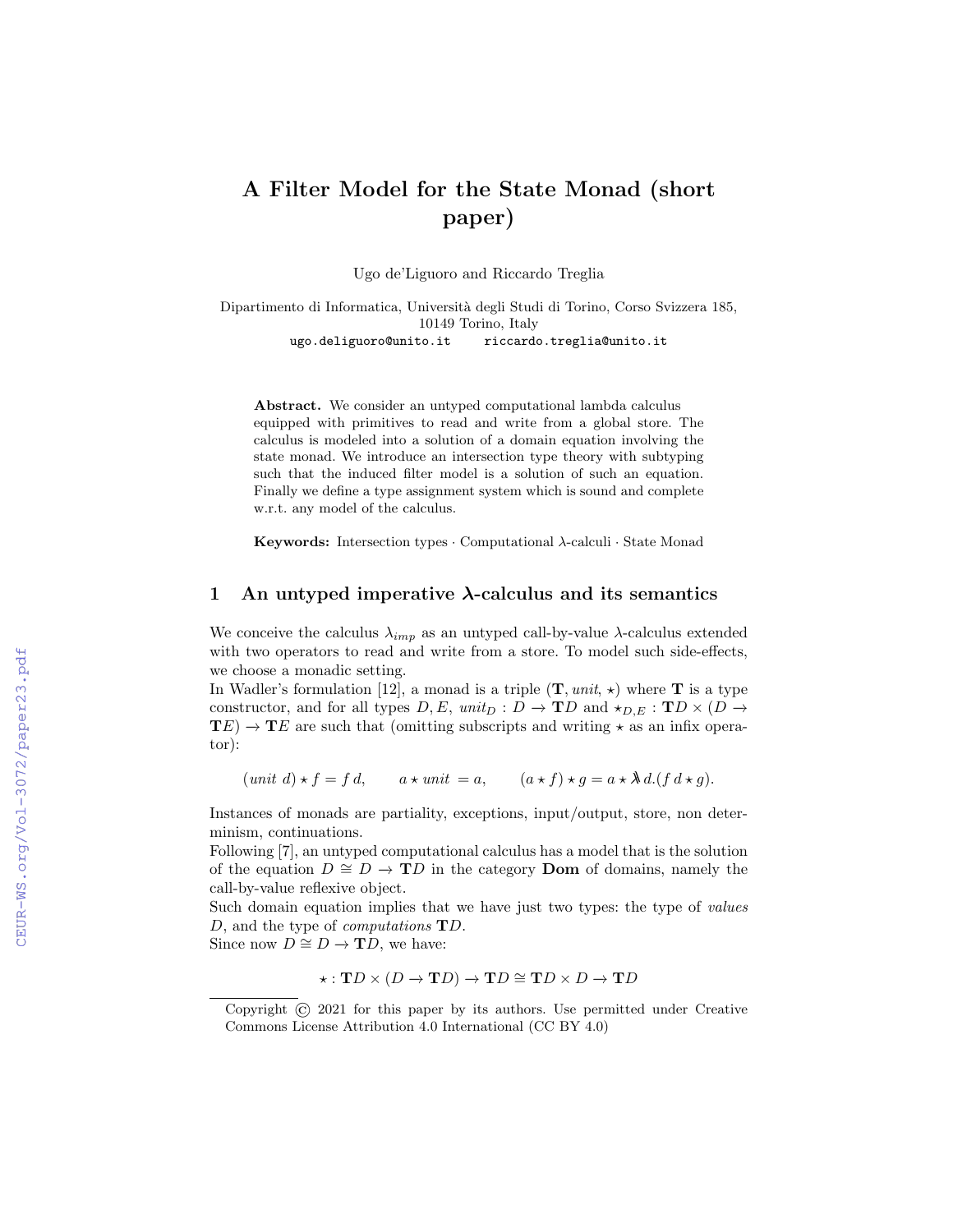# A Filter Model for the State Monad (short paper)

Ugo de'Liguoro and Riccardo Treglia

Dipartimento di Informatica, Università degli Studi di Torino, Corso Svizzera 185, 10149 Torino, Italy
ugo.deliguoro@unito.it riccardo.treglia@unito.it

**Abstract.** We consider an untyped computational lambda calculus equipped with primitives to read and write from a global store. The calculus is modeled into a solution of a domain equation involving the state monad. We introduce an intersection type theory with subtyping such that the induced filter model is a solution of such an equation. Finally we define a type assignment system which is sound and complete w.r.t. any model of the calculus.

**Keywords:** Intersection types · Computational $\lambda$-calculi · State Monad

## 1 An untyped imperative $\lambda$-calculus and its semantics

We conceive the calculus $\lambda_{imp}$ as an untyped call-by-value $\lambda$-calculus extended with two operators to read and write from a store. To model such side-effects, we choose a monadic setting.

In Wadler's formulation [12], a monad is a triple $(\mathbf{T}, \mathit{unit}, \star)$ where $\mathbf{T}$ is a type constructor, and for all types $D, E$, $\mathit{unit}_D : D \to \mathbf{T}D$ and $\star_{D,E} : \mathbf{T}D \times (D \to \mathbf{T}E) \to \mathbf{T}E$ are such that (omitting subscripts and writing $\star$ as an infix operator):

$$(\mathit{unit}\ d) \star f = f\, d, \qquad a \star \mathit{unit} = a, \qquad (a \star f) \star g = a \star \lambda\!\!\lambda d.(f\, d \star g).$$

Instances of monads are partiality, exceptions, input/output, store, non determinism, continuations.

Following [7], an untyped computational calculus has a model that is the solution of the equation $D \cong D \to \mathbf{T}D$ in the category $\mathbf{Dom}$ of domains, namely the call-by-value reflexive object.

Such domain equation implies that we have just two types: the type of *values* $D$, and the type of *computations* $\mathbf{T}D$.

Since now $D \cong D \to \mathbf{T}D$, we have:

$$\star : \mathbf{T}D \times (D \to \mathbf{T}D) \to \mathbf{T}D \cong \mathbf{T}D \times D \to \mathbf{T}D$$

Copyright © 2021 for this paper by its authors. Use permitted under Creative Commons License Attribution 4.0 International (CC BY 4.0)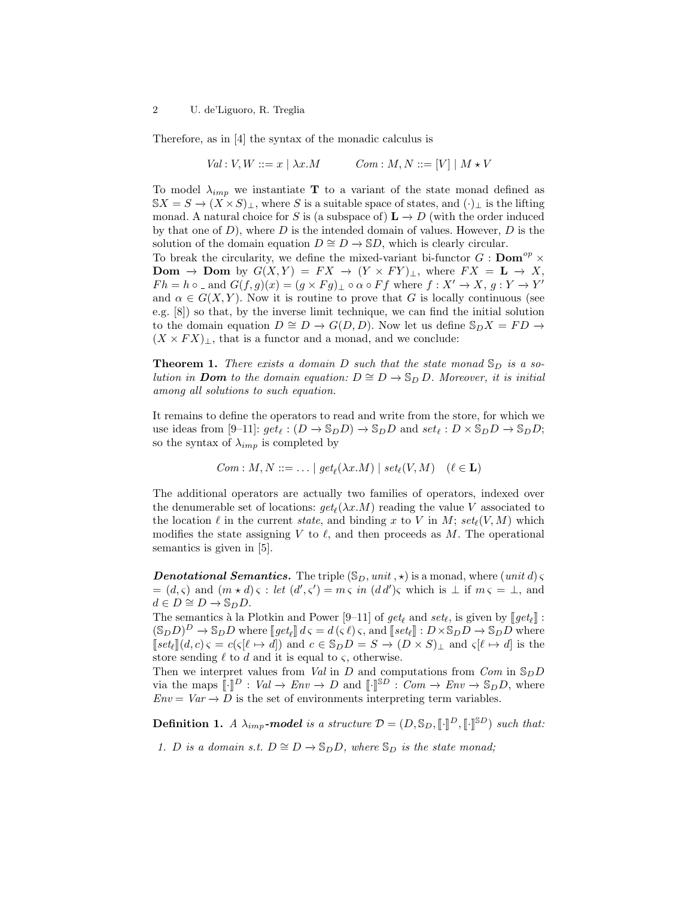Therefore, as in [4] the syntax of the monadic calculus is

$$Val : V, W ::= x \mid \lambda x.M \qquad Com : M, N ::= [V] \mid M \star V$$

To model $\lambda_{imp}$ we instantiate $\mathbf{T}$ to a variant of the state monad defined as $\mathbb{S}X = S \to (X \times S)_\bot$, where $S$ is a suitable space of states, and $(\cdot)_\bot$ is the lifting monad. A natural choice for $S$ is (a subspace of) $\mathbf{L} \to D$ (with the order induced by that one of $D$), where $D$ is the intended domain of values. However, $D$ is the solution of the domain equation $D \cong D \to \mathbb{S}D$, which is clearly circular.
To break the circularity, we define the mixed-variant bi-functor $G : \mathbf{Dom}^{op} \times \mathbf{Dom} \to \mathbf{Dom}$ by $G(X, Y) = FX \to (Y \times FY)_\bot$, where $FX = \mathbf{L} \to X$, $Fh = h \circ \_$ and $G(f, g)(x) = (g \times Fg)_\bot \circ \alpha \circ Ff$ where $f : X' \to X$, $g : Y \to Y'$ and $\alpha \in G(X, Y)$. Now it is routine to prove that $G$ is locally continuous (see e.g. [8]) so that, by the inverse limit technique, we can find the initial solution to the domain equation $D \cong D \to G(D, D)$. Now let us define $\mathbb{S}_D X = FD \to (X \times FX)_\bot$, that is a functor and a monad, and we conclude:

**Theorem 1.** *There exists a domain $D$ such that the state monad $\mathbb{S}_D$ is a solution in **Dom** to the domain equation: $D \cong D \to \mathbb{S}_D\, D$. Moreover, it is initial among all solutions to such equation.*

It remains to define the operators to read and write from the store, for which we use ideas from [9–11]: $get_\ell : (D \to \mathbb{S}_D D) \to \mathbb{S}_D D$ and $set_\ell : D \times \mathbb{S}_D D \to \mathbb{S}_D D$; so the syntax of $\lambda_{imp}$ is completed by

$$Com : M, N ::= \ldots \mid get_\ell(\lambda x.M) \mid set_\ell(V, M) \quad (\ell \in \mathbf{L})$$

The additional operators are actually two families of operators, indexed over the denumerable set of locations: $get_\ell(\lambda x.M)$ reading the value $V$ associated to the location $\ell$ in the current *state*, and binding $x$ to $V$ in $M$; $set_\ell(V, M)$ which modifies the state assigning $V$ to $\ell$, and then proceeds as $M$. The operational semantics is given in [5].

***Denotational Semantics.*** The triple $(\mathbb{S}_D, unit\,, \star)$ is a monad, where $(unit\, d)\, \varsigma = (d, \varsigma)$ and $(m \star d)\, \varsigma$ : *let* $(d', \varsigma') = m\, \varsigma$ *in* $(d\, d')\varsigma$ which is $\bot$ if $m\, \varsigma = \bot$, and $d \in D \cong D \to \mathbb{S}_D D$.
The semantics à la Plotkin and Power [9–11] of $get_\ell$ and $set_\ell$, is given by $[\![get_\ell]\!] : (\mathbb{S}_D D)^D \to \mathbb{S}_D D$ where $[\![get_\ell]\!]\, d\, \varsigma = d\, (\varsigma\, \ell)\, \varsigma$, and $[\![set_\ell]\!] : D \times \mathbb{S}_D D \to \mathbb{S}_D D$ where $[\![set_\ell]\!](d, c)\, \varsigma = c(\varsigma[\ell \mapsto d])$ and $c \in \mathbb{S}_D D = S \to (D \times S)_\bot$ and $\varsigma[\ell \mapsto d]$ is the store sending $\ell$ to $d$ and it is equal to $\varsigma$, otherwise.
Then we interpret values from *Val* in $D$ and computations from *Com* in $\mathbb{S}_D D$ via the maps $[\![\cdot]\!]^D : Val \to Env \to D$ and $[\![\cdot]\!]^{\mathbb{S}D} : Com \to Env \to \mathbb{S}_D D$, where $Env = Var \to D$ is the set of environments interpreting term variables.

**Definition 1.** *A $\lambda_{imp}$-**model** is a structure $\mathcal{D} = (D, \mathbb{S}_D, [\![\cdot]\!]^D, [\![\cdot]\!]^{\mathbb{S}D})$ such that:*

1. *$D$ is a domain s.t. $D \cong D \to \mathbb{S}_D D$, where $\mathbb{S}_D$ is the state monad;*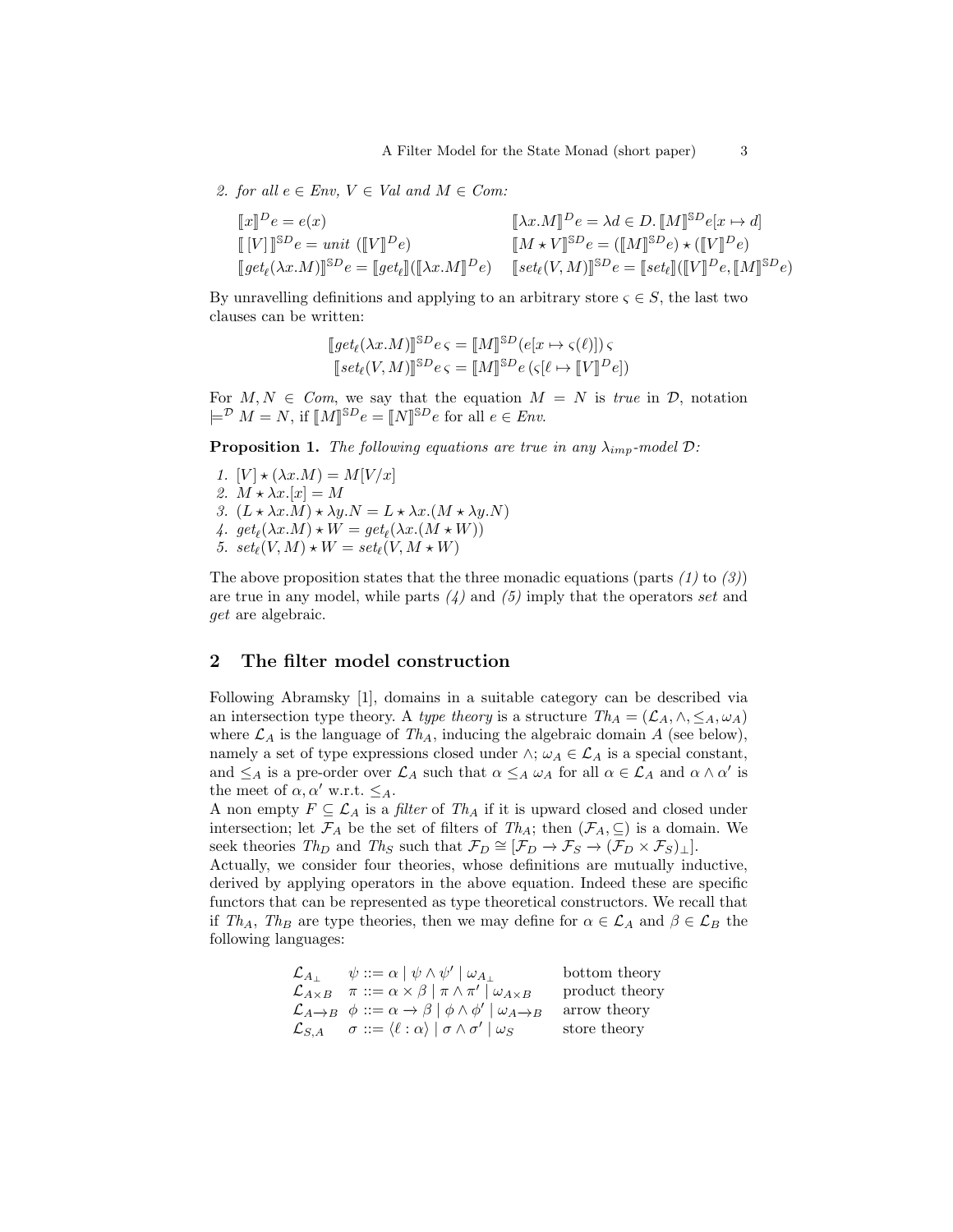2. *for all $e \in Env$, $V \in Val$ and $M \in Com$:*

$$
\begin{array}{ll}
[\![x]\!]^D e = e(x) & [\![\lambda x.M]\!]^D e = \lambda d \in D.\, [\![M]\!]^{\mathbb{S}D} e[x \mapsto d] \\
[\![\, [V] \,]\!]^{\mathbb{S}D} e = unit\ ([\![V]\!]^D e) & [\![M \star V]\!]^{\mathbb{S}D} e = ([\![M]\!]^{\mathbb{S}D} e) \star ([\![V]\!]^D e) \\
[\![get_\ell(\lambda x.M)]\!]^{\mathbb{S}D} e = [\![get_\ell]\!]([\![\lambda x.M]\!]^D e) & [\![set_\ell(V, M)]\!]^{\mathbb{S}D} e = [\![set_\ell]\!]([\![V]\!]^D e, [\![M]\!]^{\mathbb{S}D} e)
\end{array}
$$

By unravelling definitions and applying to an arbitrary store $\varsigma \in S$, the last two clauses can be written:

$$
\begin{array}{c}
[\![get_\ell(\lambda x.M)]\!]^{\mathbb{S}D} e\, \varsigma = [\![M]\!]^{\mathbb{S}D} (e[x \mapsto \varsigma(\ell)])\, \varsigma \\
[\![set_\ell(V, M)]\!]^{\mathbb{S}D} e\, \varsigma = [\![M]\!]^{\mathbb{S}D} e\, (\varsigma[\ell \mapsto [\![V]\!]^D e])
\end{array}
$$

For $M, N \in Com$, we say that the equation $M = N$ is *true* in $\mathcal{D}$, notation $\models^{\mathcal{D}} M = N$, if $[\![M]\!]^{\mathbb{S}D} e = [\![N]\!]^{\mathbb{S}D} e$ for all $e \in Env$.

**Proposition 1.** *The following equations are true in any $\lambda_{imp}$-model $\mathcal{D}$:*

1. $[V] \star (\lambda x.M) = M[V/x]$
2. $M \star \lambda x.[x] = M$
3. $(L \star \lambda x.M) \star \lambda y.N = L \star \lambda x.(M \star \lambda y.N)$
4. $get_\ell(\lambda x.M) \star W = get_\ell(\lambda x.(M \star W))$
5. $set_\ell(V, M) \star W = set_\ell(V, M \star W)$

The above proposition states that the three monadic equations (parts *(1)* to *(3)*) are true in any model, while parts *(4)* and *(5)* imply that the operators *set* and *get* are algebraic.

## 2 The filter model construction

Following Abramsky [1], domains in a suitable category can be described via an intersection type theory. A *type theory* is a structure $Th_A = (\mathcal{L}_A, \wedge, \leq_A, \omega_A)$ where $\mathcal{L}_A$ is the language of $Th_A$, inducing the algebraic domain $A$ (see below), namely a set of type expressions closed under $\wedge$; $\omega_A \in \mathcal{L}_A$ is a special constant, and $\leq_A$ is a pre-order over $\mathcal{L}_A$ such that $\alpha \leq_A \omega_A$ for all $\alpha \in \mathcal{L}_A$ and $\alpha \wedge \alpha'$ is the meet of $\alpha, \alpha'$ w.r.t. $\leq_A$.

A non empty $F \subseteq \mathcal{L}_A$ is a *filter* of $Th_A$ if it is upward closed and closed under intersection; let $\mathcal{F}_A$ be the set of filters of $Th_A$; then $(\mathcal{F}_A, \subseteq)$ is a domain. We seek theories $Th_D$ and $Th_S$ such that $\mathcal{F}_D \cong [\mathcal{F}_D \to \mathcal{F}_S \to (\mathcal{F}_D \times \mathcal{F}_S)_\perp]$.

Actually, we consider four theories, whose definitions are mutually inductive, derived by applying operators in the above equation. Indeed these are specific functors that can be represented as type theoretical constructors. We recall that if $Th_A$, $Th_B$ are type theories, then we may define for $\alpha \in \mathcal{L}_A$ and $\beta \in \mathcal{L}_B$ the following languages:

$$
\begin{array}{lll}
\mathcal{L}_{A_\perp} & \psi ::= \alpha \mid \psi \wedge \psi' \mid \omega_{A_\perp} & \text{bottom theory} \\
\mathcal{L}_{A \times B} & \pi ::= \alpha \times \beta \mid \pi \wedge \pi' \mid \omega_{A \times B} & \text{product theory} \\
\mathcal{L}_{A \to B} & \phi ::= \alpha \to \beta \mid \phi \wedge \phi' \mid \omega_{A \to B} & \text{arrow theory} \\
\mathcal{L}_{S,A} & \sigma ::= \langle \ell : \alpha \rangle \mid \sigma \wedge \sigma' \mid \omega_S & \text{store theory}
\end{array}
$$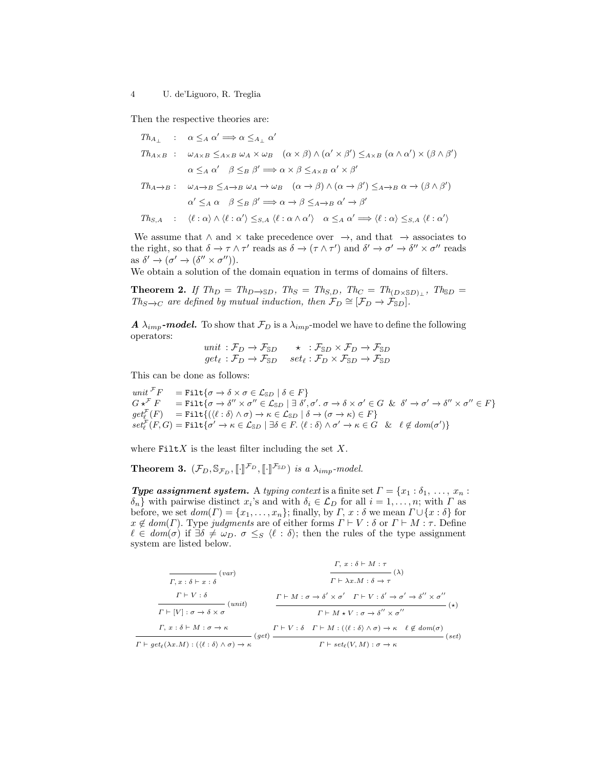Then the respective theories are:

$$
\begin{array}{lll}
Th_{A_\perp} & : & \alpha \leq_A \alpha' \Longrightarrow \alpha \leq_{A_\perp} \alpha' \\
Th_{A\times B} & : & \omega_{A\times B} \leq_{A\times B} \omega_A \times \omega_B \quad (\alpha \times \beta) \wedge (\alpha' \times \beta') \leq_{A\times B} (\alpha \wedge \alpha') \times (\beta \wedge \beta') \\
 & & \alpha \leq_A \alpha' \quad \beta \leq_B \beta' \Longrightarrow \alpha \times \beta \leq_{A\times B} \alpha' \times \beta' \\
Th_{A\to B} & : & \omega_{A\to B} \leq_{A\to B} \omega_A \to \omega_B \quad (\alpha \to \beta) \wedge (\alpha \to \beta') \leq_{A\to B} \alpha \to (\beta \wedge \beta') \\
 & & \alpha' \leq_A \alpha \quad \beta \leq_B \beta' \Longrightarrow \alpha \to \beta \leq_{A\to B} \alpha' \to \beta' \\
Th_{S,A} & : & \langle \ell : \alpha \rangle \wedge \langle \ell : \alpha' \rangle \leq_{S,A} \langle \ell : \alpha \wedge \alpha' \rangle \quad \alpha \leq_A \alpha' \Longrightarrow \langle \ell : \alpha \rangle \leq_{S,A} \langle \ell : \alpha' \rangle
\end{array}
$$

We assume that $\wedge$ and $\times$ take precedence over $\to$, and that $\to$ associates to the right, so that $\delta \to \tau \wedge \tau'$ reads as $\delta \to (\tau \wedge \tau')$ and $\delta' \to \sigma' \to \delta'' \times \sigma''$ reads as $\delta' \to (\sigma' \to (\delta'' \times \sigma''))$.
We obtain a solution of the domain equation in terms of domains of filters.

**Theorem 2.** *If $Th_D = Th_{D\to\mathbb{S}D}$, $Th_S = Th_{S,D}$, $Th_C = Th_{(D\times\mathbb{S}D)_\perp}$, $Th_{\mathbb{S}D} = Th_{S\to C}$ are defined by mutual induction, then $\mathcal{F}_D \cong [\mathcal{F}_D \to \mathcal{F}_{\mathbb{S}D}]$.*

***A $\lambda_{imp}$-model.*** To show that $\mathcal{F}_D$ is a $\lambda_{imp}$-model we have to define the following operators:

$$
\begin{array}{ll}
unit : \mathcal{F}_D \to \mathcal{F}_{\mathbb{S}D} & \star : \mathcal{F}_{\mathbb{S}D} \times \mathcal{F}_D \to \mathcal{F}_{\mathbb{S}D} \\
get_\ell : \mathcal{F}_D \to \mathcal{F}_{\mathbb{S}D} & set_\ell : \mathcal{F}_D \times \mathcal{F}_{\mathbb{S}D} \to \mathcal{F}_{\mathbb{S}D}
\end{array}
$$

This can be done as follows:

$$
\begin{array}{ll}
unit^{\mathcal{F}} F & = \texttt{Filt}\{\sigma \to \delta \times \sigma \in \mathcal{L}_{\mathbb{S}D} \mid \delta \in F\} \\
G \star^{\mathcal{F}} F & = \texttt{Filt}\{\sigma \to \delta'' \times \sigma'' \in \mathcal{L}_{\mathbb{S}D} \mid \exists\, \delta', \sigma'.\ \sigma \to \delta \times \sigma' \in G \ \&\ \delta' \to \sigma' \to \delta'' \times \sigma'' \in F\} \\
get^{\mathcal{F}}_\ell(F) & = \texttt{Filt}\{(\langle \ell : \delta \rangle \wedge \sigma) \to \kappa \in \mathcal{L}_{\mathbb{S}D} \mid \delta \to (\sigma \to \kappa) \in F\} \\
set^{\mathcal{F}}_\ell(F, G) & = \texttt{Filt}\{\sigma' \to \kappa \in \mathcal{L}_{\mathbb{S}D} \mid \exists \delta \in F.\ \langle \ell : \delta \rangle \wedge \sigma' \to \kappa \in G \ \ \&\ \ \ell \notin dom(\sigma')\}
\end{array}
$$

where $\texttt{Filt}X$ is the least filter including the set $X$.

**Theorem 3.** *$(\mathcal{F}_D, \mathbb{S}_{\mathcal{F}_D}, [\![\cdot]\!]^{\mathcal{F}_D}, [\![\cdot]\!]^{\mathcal{F}_{\mathbb{S}D}})$ is a $\lambda_{imp}$-model.*

***Type assignment system.*** A *typing context* is a finite set $\Gamma = \{x_1 : \delta_1, \ldots, x_n : \delta_n\}$ with pairwise distinct $x_i$'s and with $\delta_i \in \mathcal{L}_D$ for all $i = 1, \ldots, n$; with $\Gamma$ as before, we set $dom(\Gamma) = \{x_1, \ldots, x_n\}$; finally, by $\Gamma, x : \delta$ we mean $\Gamma \cup \{x : \delta\}$ for $x \notin dom(\Gamma)$. Type *judgments* are of either forms $\Gamma \vdash V : \delta$ or $\Gamma \vdash M : \tau$. Define $\ell \in dom(\sigma)$ if $\exists \delta \neq \omega_D.\ \sigma \leq_S \langle \ell : \delta \rangle$; then the rules of the type assignment system are listed below.

$$
\frac{}{\Gamma, x : \delta \vdash x : \delta}\ (var)
\qquad
\frac{\Gamma, x : \delta \vdash M : \tau}{\Gamma \vdash \lambda x.M : \delta \to \tau}\ (\lambda)
$$

$$
\frac{\Gamma \vdash V : \delta}{\Gamma \vdash [V] : \sigma \to \delta \times \sigma}\ (unit)
\qquad
\frac{\Gamma \vdash M : \sigma \to \delta' \times \sigma' \quad \Gamma \vdash V : \delta' \to \sigma' \to \delta'' \times \sigma''}{\Gamma \vdash M \star V : \sigma \to \delta'' \times \sigma''}\ (\star)
$$

$$
\frac{\Gamma, x : \delta \vdash M : \sigma \to \kappa}{\Gamma \vdash get_\ell(\lambda x.M) : (\langle \ell : \delta \rangle \wedge \sigma) \to \kappa}\ (get)
\qquad
\frac{\Gamma \vdash V : \delta \quad \Gamma \vdash M : (\langle \ell : \delta \rangle \wedge \sigma) \to \kappa \quad \ell \notin dom(\sigma)}{\Gamma \vdash set_\ell(V, M) : \sigma \to \kappa}\ (set)
$$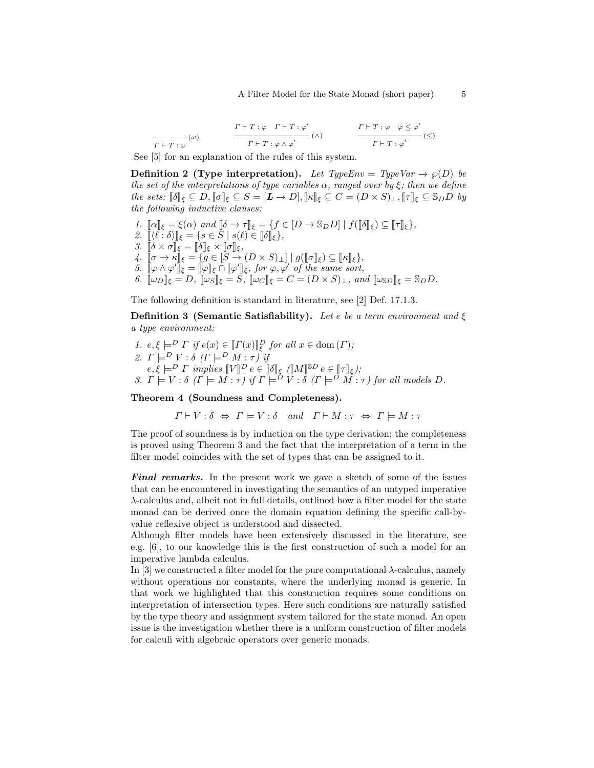$$\frac{}{\Gamma \vdash T : \omega}\,(\omega) \qquad \frac{\Gamma \vdash T : \varphi \quad \Gamma \vdash T : \varphi'}{\Gamma \vdash T : \varphi \wedge \varphi'}\,(\wedge) \qquad \frac{\Gamma \vdash T : \varphi \quad \varphi \leq \varphi'}{\Gamma \vdash T : \varphi'}\,(\leq)$$

See [5] for an explanation of the rules of this system.

**Definition 2 (Type interpretation).** *Let $TypeEnv = TypeVar \to \wp(D)$ be the set of the interpretations of type variables $\alpha$, ranged over by $\xi$; then we define the sets: $[\![\delta]\!]_\xi \subseteq D, [\![\sigma]\!]_\xi \subseteq S = [\boldsymbol{L} \to D], [\![\kappa]\!]_\xi \subseteq C = (D \times S)_\bot, [\![\tau]\!]_\xi \subseteq \mathbb{S}_D D$ by the following inductive clauses:*

1. $[\![\alpha]\!]_\xi = \xi(\alpha)$ *and* $[\![\delta \to \tau]\!]_\xi = \{f \in [D \to \mathbb{S}_D D] \mid f([\![\delta]\!]_\xi) \subseteq [\![\tau]\!]_\xi\}$,
2. $[\![\langle \ell : \delta \rangle]\!]_\xi = \{s \in S \mid s(\ell) \in [\![\delta]\!]_\xi\}$,
3. $[\![\delta \times \sigma]\!]_\xi = [\![\delta]\!]_\xi \times [\![\sigma]\!]_\xi$,
4. $[\![\sigma \to \kappa]\!]_\xi = \{g \in [S \to (D \times S)_\bot] \mid g([\![\sigma]\!]_\xi) \subseteq [\![\kappa]\!]_\xi\}$,
5. $[\![\varphi \wedge \varphi']\!]_\xi = [\![\varphi]\!]_\xi \cap [\![\varphi']\!]_\xi$, *for $\varphi, \varphi'$ of the same sort,*
6. $[\![\omega_D]\!]_\xi = D$, $[\![\omega_S]\!]_\xi = S$, $[\![\omega_C]\!]_\xi = C = (D \times S)_\bot$, *and* $[\![\omega_{\mathbb{S}D}]\!]_\xi = \mathbb{S}_D D$.

The following definition is standard in literature, see [2] Def. 17.1.3.

**Definition 3 (Semantic Satisfiability).** *Let $e$ be a term environment and $\xi$ a type environment:*

1. $e, \xi \models^D \Gamma$ *if* $e(x) \in [\![\Gamma(x)]\!]^D_\xi$ *for all* $x \in \mathrm{dom}\,(\Gamma)$;
2. $\Gamma \models^D V : \delta$ ($\Gamma \models^D M : \tau$) *if* $e, \xi \models^D \Gamma$ *implies* $[\![V]\!]^D e \in [\![\delta]\!]_\xi$ ($[\![M]\!]^{\mathbb{S}D} e \in [\![\tau]\!]_\xi$);
3. $\Gamma \models V : \delta$ ($\Gamma \models M : \tau$) *if* $\Gamma \models^D V : \delta$ ($\Gamma \models^D M : \tau$) *for all models $D$.*

**Theorem 4 (Soundness and Completeness).**

$$\Gamma \vdash V : \delta \;\Leftrightarrow\; \Gamma \models V : \delta \quad \text{and} \quad \Gamma \vdash M : \tau \;\Leftrightarrow\; \Gamma \models M : \tau$$

The proof of soundness is by induction on the type derivation; the completeness is proved using Theorem 3 and the fact that the interpretation of a term in the filter model coincides with the set of types that can be assigned to it.

***Final remarks.*** In the present work we gave a sketch of some of the issues that can be encountered in investigating the semantics of an untyped imperative $\lambda$-calculus and, albeit not in full details, outlined how a filter model for the state monad can be derived once the domain equation defining the specific call-by-value reflexive object is understood and dissected.

Although filter models have been extensively discussed in the literature, see e.g. [6], to our knowledge this is the first construction of such a model for an imperative lambda calculus.

In [3] we constructed a filter model for the pure computational $\lambda$-calculus, namely without operations nor constants, where the underlying monad is generic. In that work we highlighted that this construction requires some conditions on interpretation of intersection types. Here such conditions are naturally satisfied by the type theory and assignment system tailored for the state monad. An open issue is the investigation whether there is a uniform construction of filter models for calculi with algebraic operators over generic monads.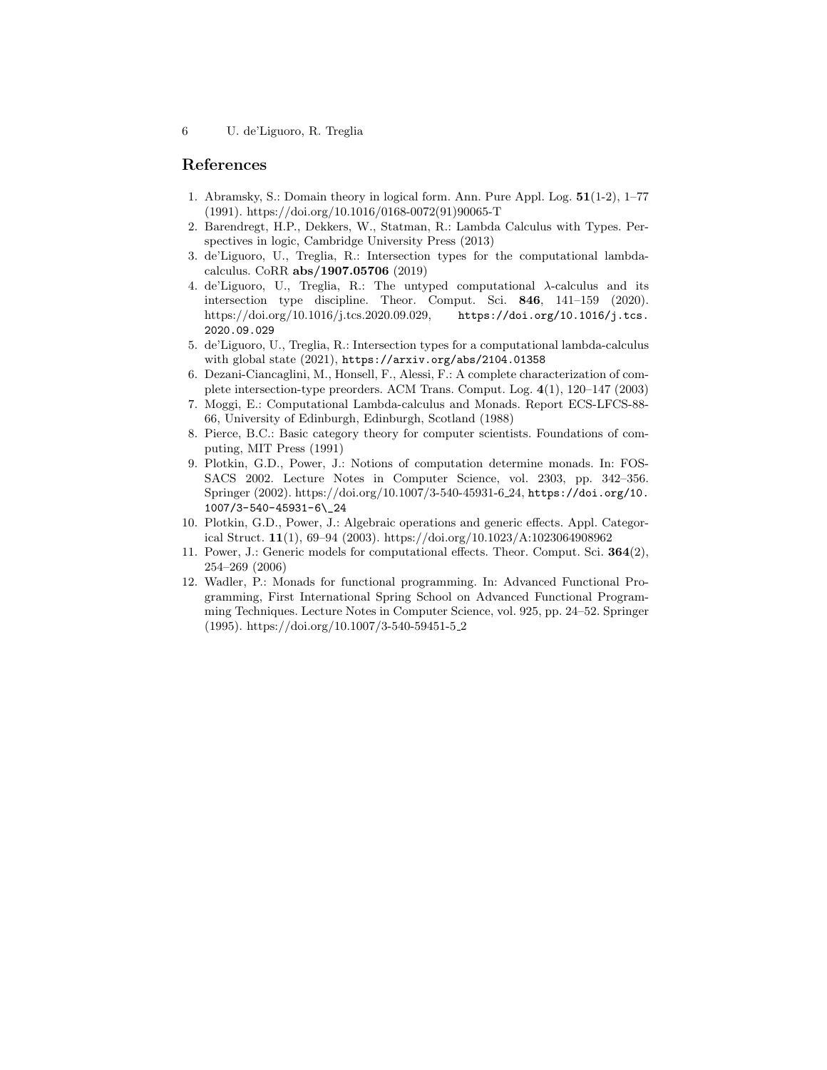## References

1. Abramsky, S.: Domain theory in logical form. Ann. Pure Appl. Log. **51**(1-2), 1–77 (1991). https://doi.org/10.1016/0168-0072(91)90065-T
2. Barendregt, H.P., Dekkers, W., Statman, R.: Lambda Calculus with Types. Perspectives in logic, Cambridge University Press (2013)
3. de'Liguoro, U., Treglia, R.: Intersection types for the computational lambda-calculus. CoRR **abs/1907.05706** (2019)
4. de'Liguoro, U., Treglia, R.: The untyped computational $\lambda$-calculus and its intersection type discipline. Theor. Comput. Sci. **846**, 141–159 (2020). https://doi.org/10.1016/j.tcs.2020.09.029, `https://doi.org/10.1016/j.tcs.2020.09.029`
5. de'Liguoro, U., Treglia, R.: Intersection types for a computational lambda-calculus with global state (2021), `https://arxiv.org/abs/2104.01358`
6. Dezani-Ciancaglini, M., Honsell, F., Alessi, F.: A complete characterization of complete intersection-type preorders. ACM Trans. Comput. Log. **4**(1), 120–147 (2003)
7. Moggi, E.: Computational Lambda-calculus and Monads. Report ECS-LFCS-88-66, University of Edinburgh, Edinburgh, Scotland (1988)
8. Pierce, B.C.: Basic category theory for computer scientists. Foundations of computing, MIT Press (1991)
9. Plotkin, G.D., Power, J.: Notions of computation determine monads. In: FOSSACS 2002. Lecture Notes in Computer Science, vol. 2303, pp. 342–356. Springer (2002). https://doi.org/10.1007/3-540-45931-6_24, `https://doi.org/10.1007/3-540-45931-6\_24`
10. Plotkin, G.D., Power, J.: Algebraic operations and generic effects. Appl. Categorical Struct. **11**(1), 69–94 (2003). https://doi.org/10.1023/A:1023064908962
11. Power, J.: Generic models for computational effects. Theor. Comput. Sci. **364**(2), 254–269 (2006)
12. Wadler, P.: Monads for functional programming. In: Advanced Functional Programming, First International Spring School on Advanced Functional Programming Techniques. Lecture Notes in Computer Science, vol. 925, pp. 24–52. Springer (1995). https://doi.org/10.1007/3-540-59451-5_2